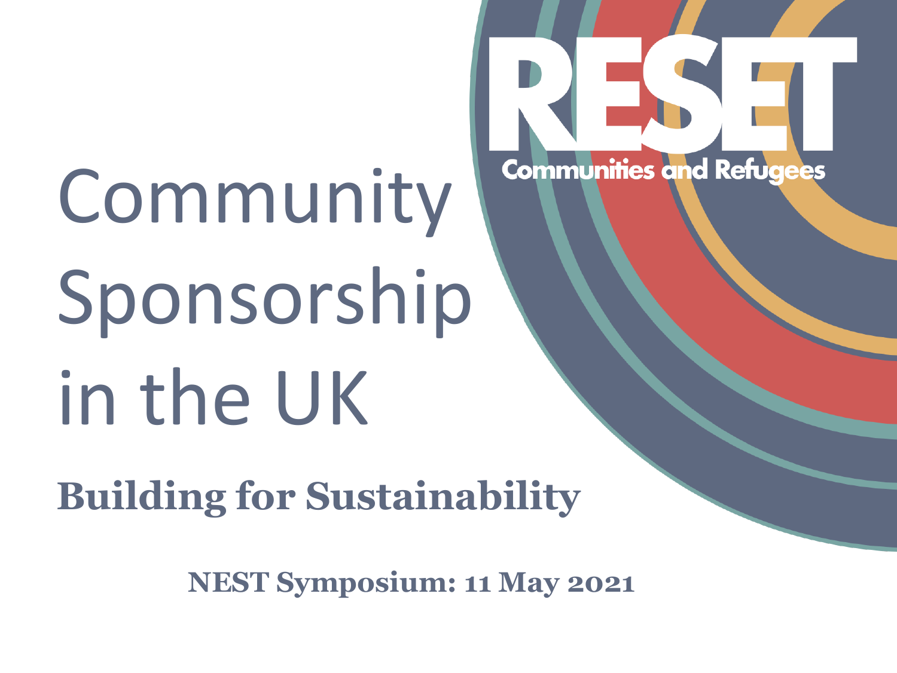RESET

Communities and Refugees

# Community Sponsorship in the UK

## Building for Sustainability

**NEST Symposium: 11 May 2021**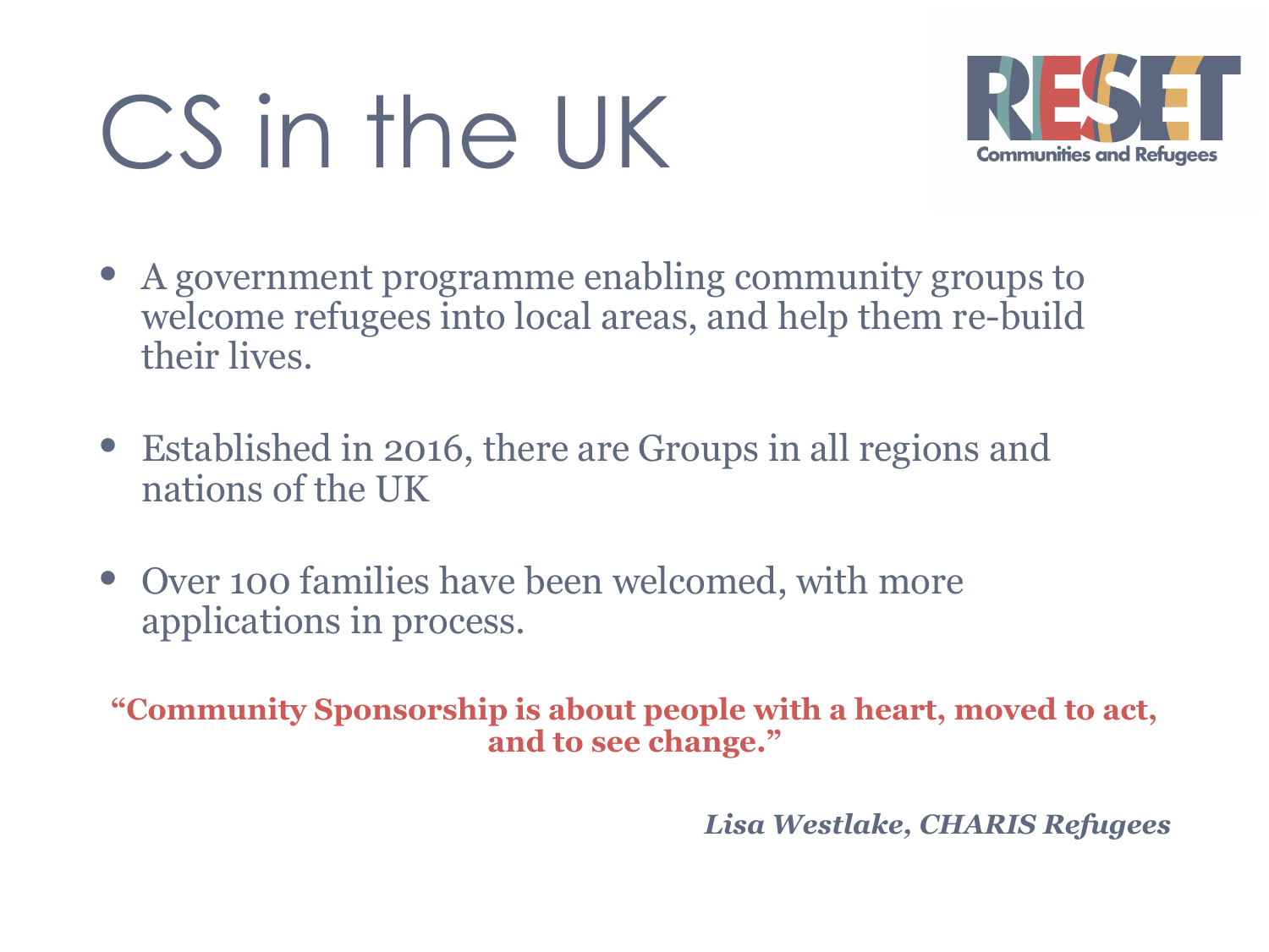# CS in the UK

RESET
Communities and Refugees

- A government programme enabling community groups to welcome refugees into local areas, and help them re-build their lives.
- Established in 2016, there are Groups in all regions and nations of the UK
- Over 100 families have been welcomed, with more applications in process.

**"Community Sponsorship is about people with a heart, moved to act, and to see change."**

***Lisa Westlake, CHARIS Refugees***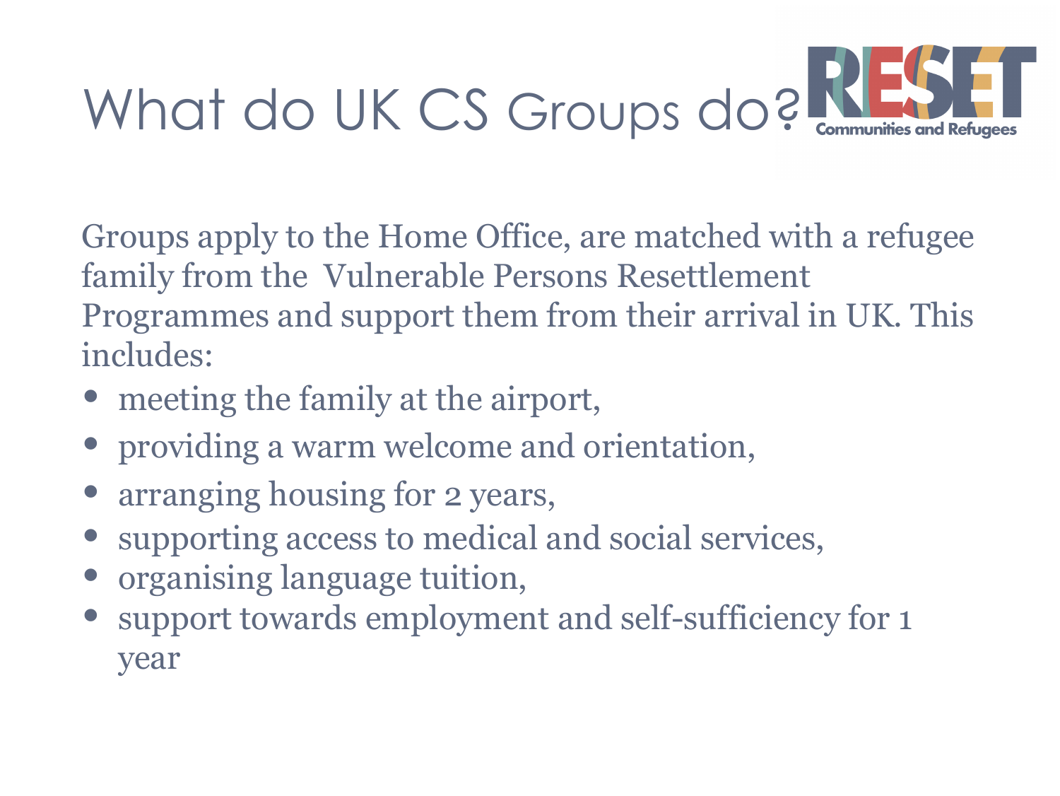# What do UK CS Groups do?

RESET Communities and Refugees

Groups apply to the Home Office, are matched with a refugee family from the Vulnerable Persons Resettlement Programmes and support them from their arrival in UK. This includes:

- meeting the family at the airport,
- providing a warm welcome and orientation,
- arranging housing for 2 years,
- supporting access to medical and social services,
- organising language tuition,
- support towards employment and self-sufficiency for 1 year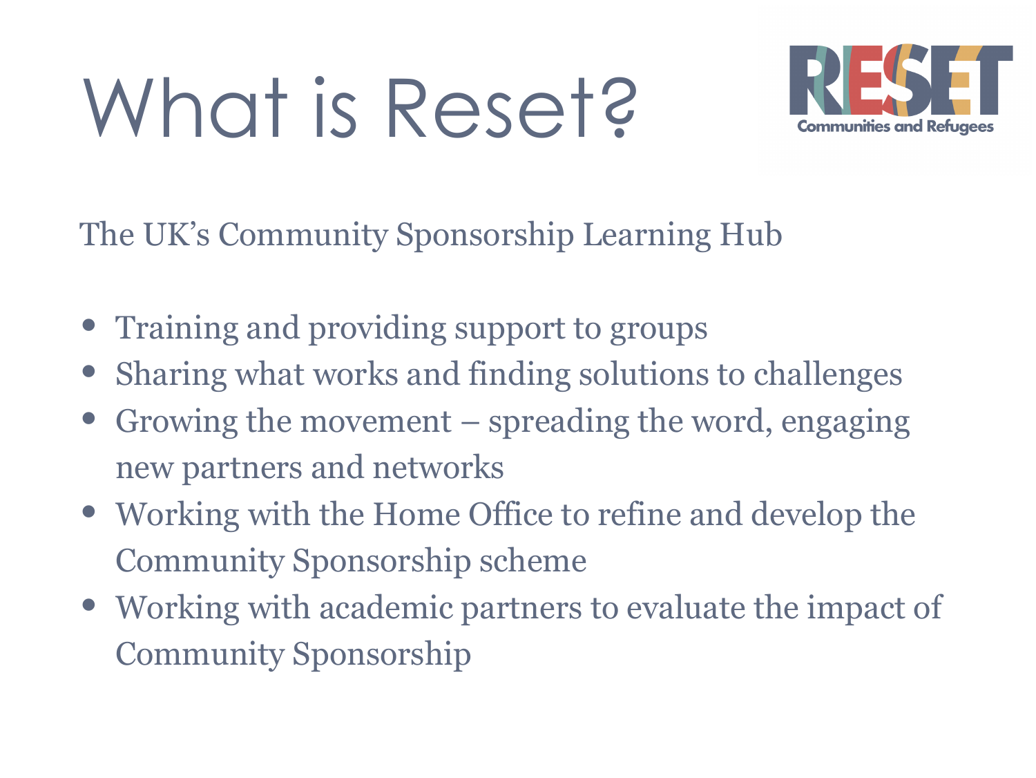# What is Reset?

The UK's Community Sponsorship Learning Hub

- Training and providing support to groups
- Sharing what works and finding solutions to challenges
- Growing the movement – spreading the word, engaging new partners and networks
- Working with the Home Office to refine and develop the Community Sponsorship scheme
- Working with academic partners to evaluate the impact of Community Sponsorship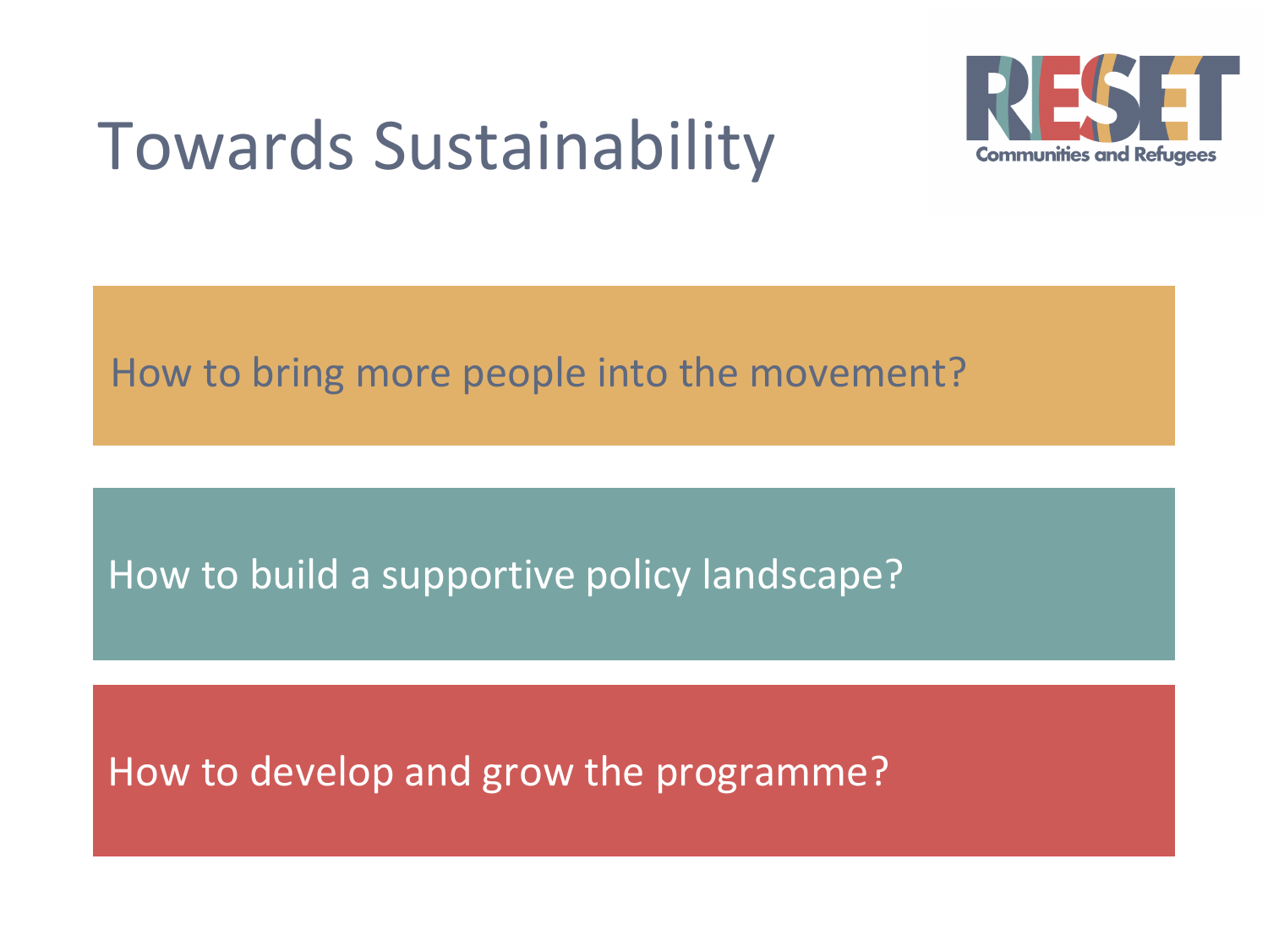# Towards Sustainability

RESET Communities and Refugees

How to bring more people into the movement?

How to build a supportive policy landscape?

How to develop and grow the programme?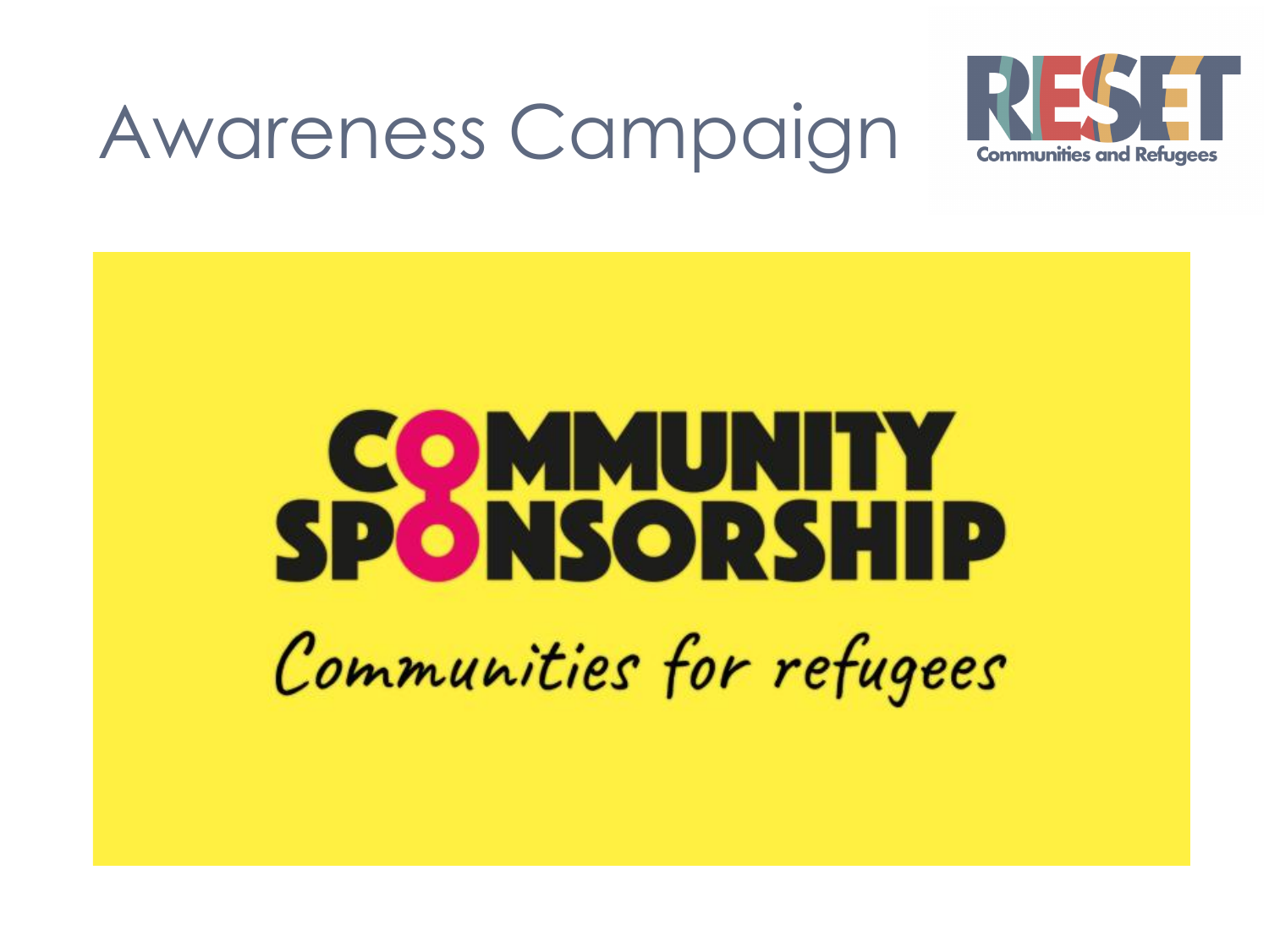# Awareness Campaign

RESET
Communities and Refugees

COMMUNITY SPONSORSHIP

Communities for refugees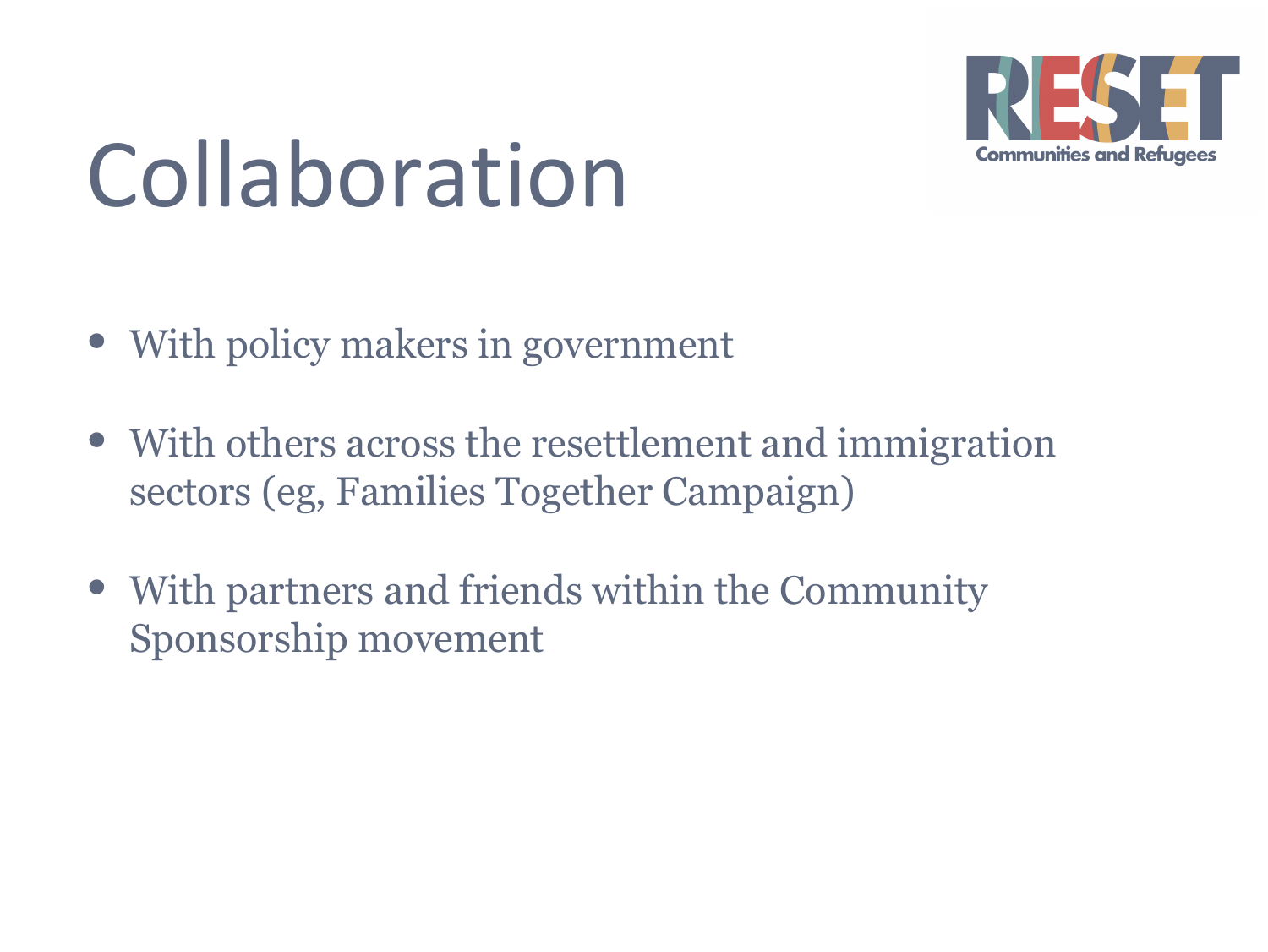# Collaboration

- With policy makers in government
- With others across the resettlement and immigration sectors (eg, Families Together Campaign)
- With partners and friends within the Community Sponsorship movement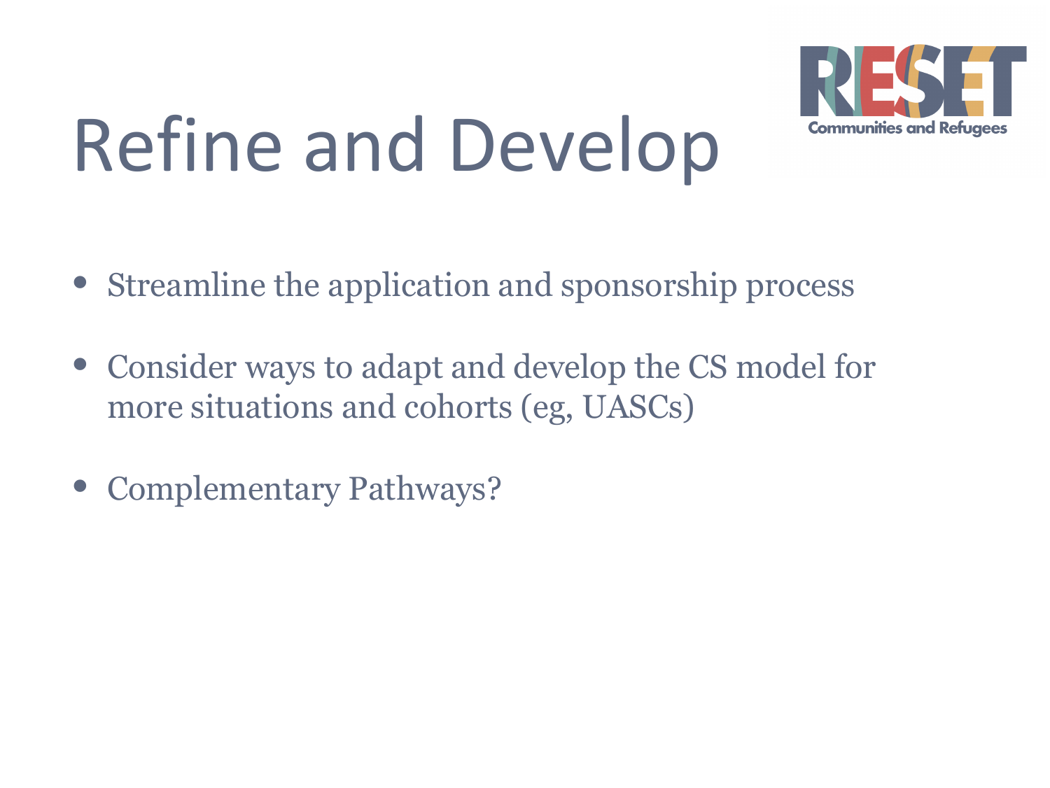# Refine and Develop

- Streamline the application and sponsorship process
- Consider ways to adapt and develop the CS model for more situations and cohorts (eg, UASCs)
- Complementary Pathways?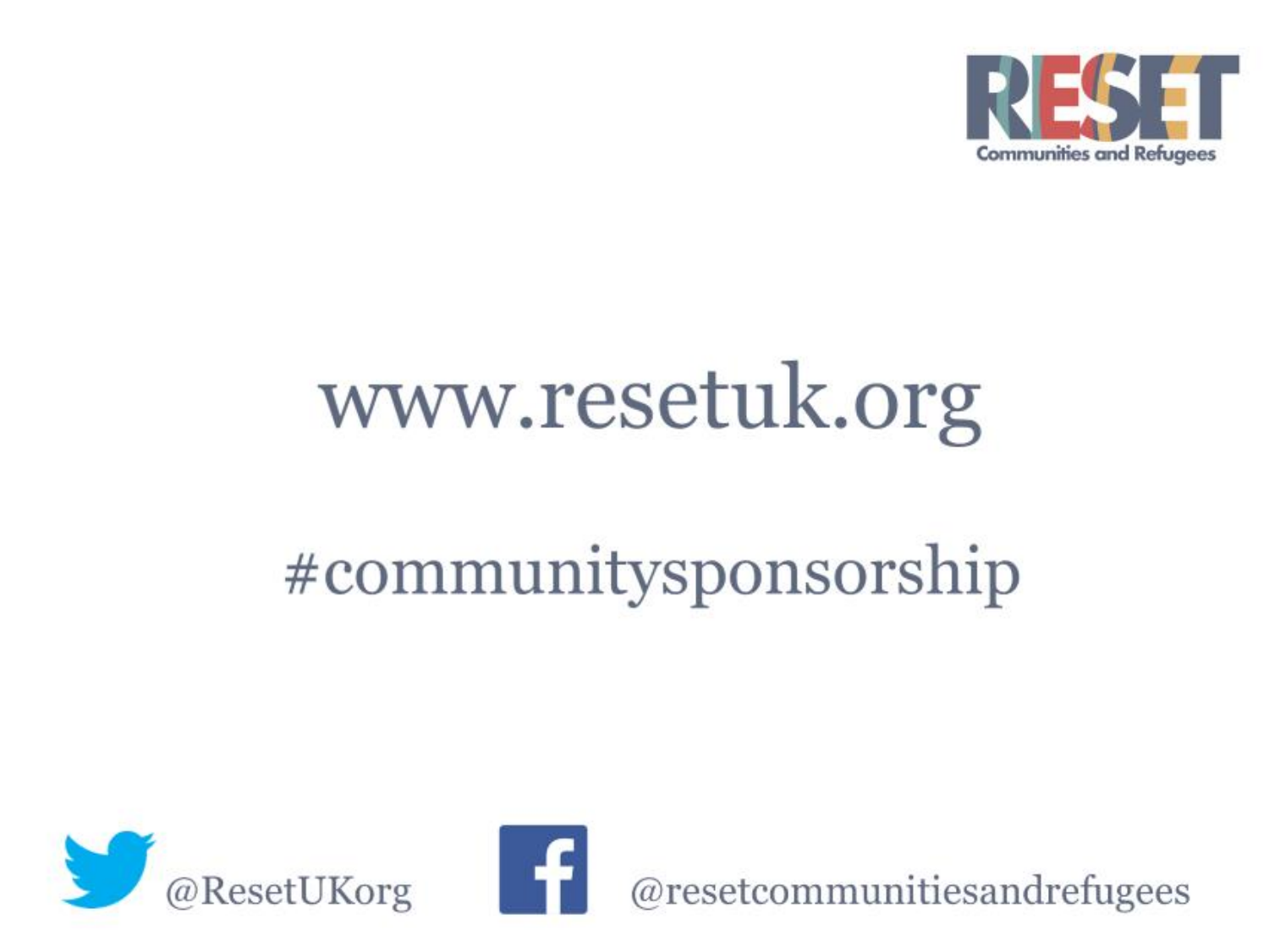RESET
Communities and Refugees

www.resetuk.org

#communitysponsorship

@ResetUKorg

@resetcommunitiesandrefugees